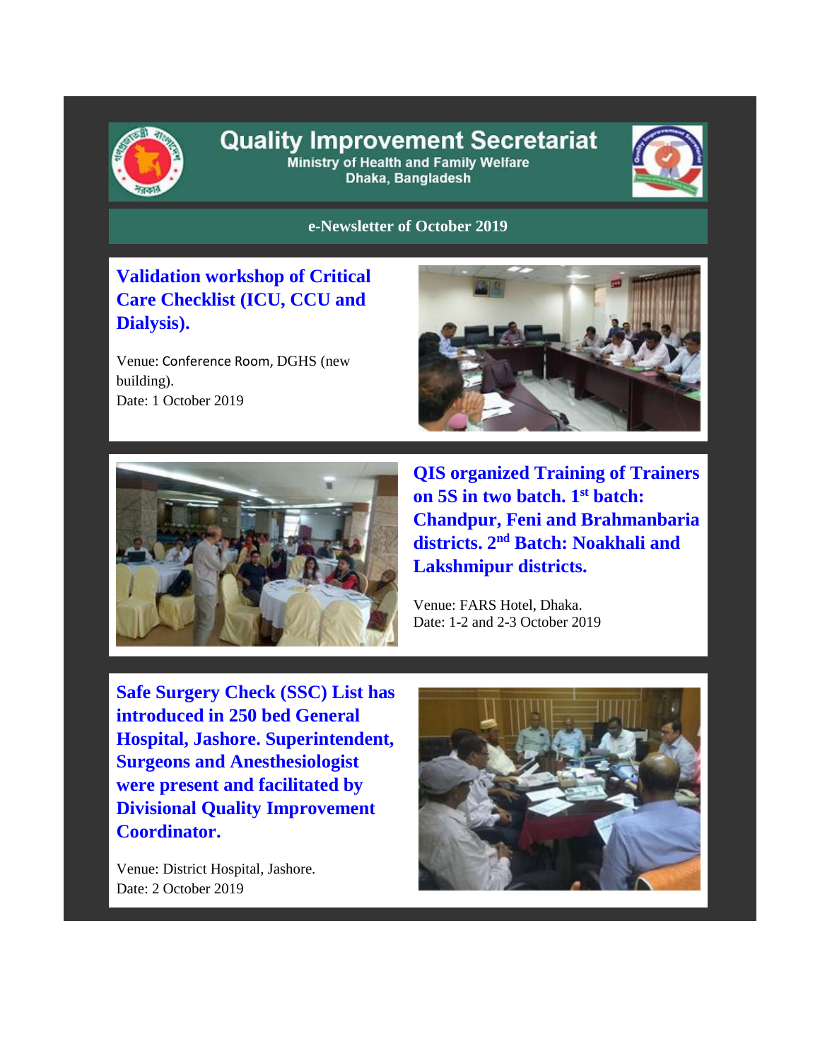# Quality Improvement Secretariat

Ministry of Health and Family Welfare

Dhaka, Bangladesh

**e-Newsletter of October 2019**

## Validation workshop of Critical Care Checklist (ICU, CCU and Dialysis).

Venue: Conference Room, DGHS (new building).
Date: 1 October 2019

## QIS organized Training of Trainers on 5S in two batch. 1st batch: Chandpur, Feni and Brahmanbaria districts. 2nd Batch: Noakhali and Lakshmipur districts.

Venue: FARS Hotel, Dhaka.
Date: 1-2 and 2-3 October 2019

## Safe Surgery Check (SSC) List has introduced in 250 bed General Hospital, Jashore. Superintendent, Surgeons and Anesthesiologist were present and facilitated by Divisional Quality Improvement Coordinator.

Venue: District Hospital, Jashore.
Date: 2 October 2019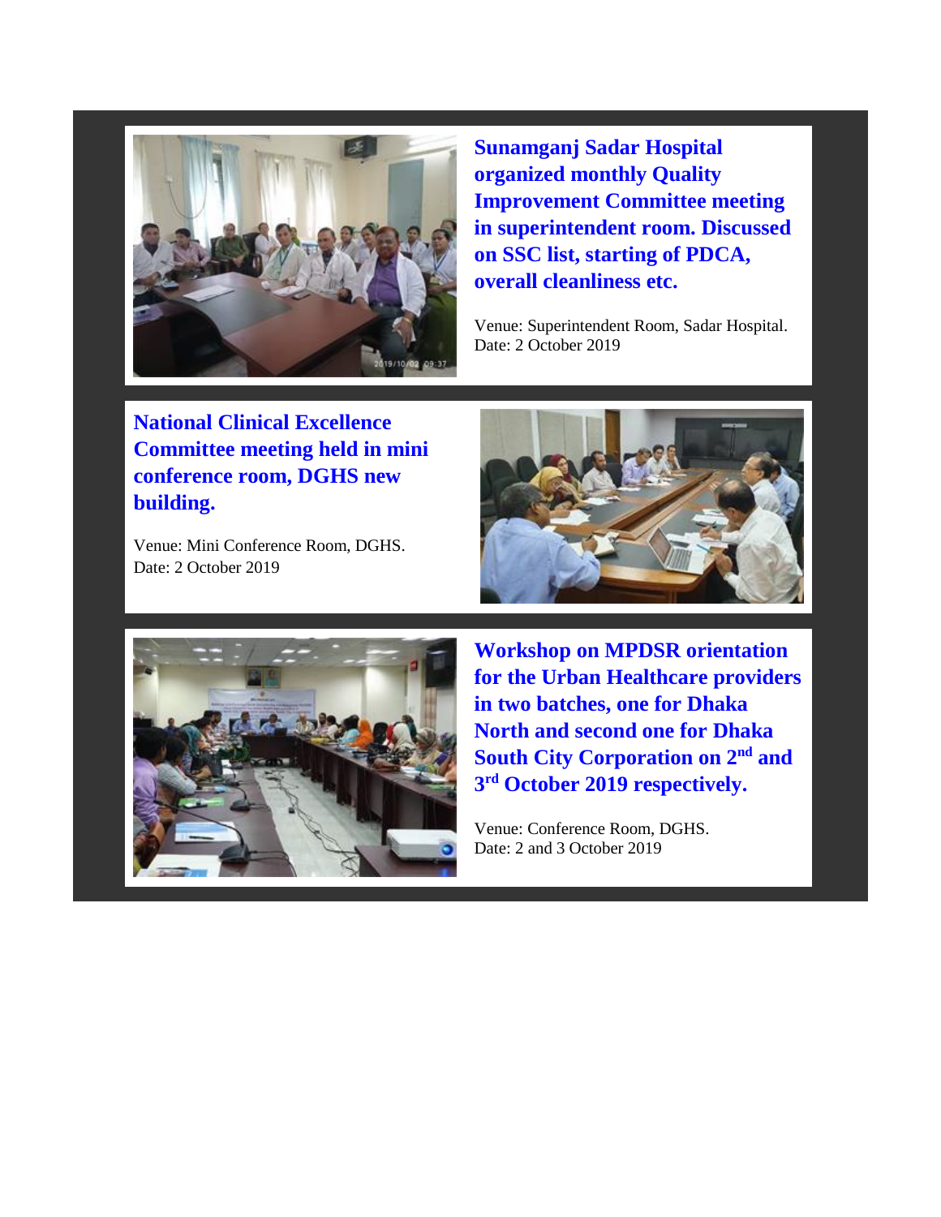**Sunamganj Sadar Hospital organized monthly Quality Improvement Committee meeting in superintendent room. Discussed on SSC list, starting of PDCA, overall cleanliness etc.**

Venue: Superintendent Room, Sadar Hospital.
Date: 2 October 2019

**National Clinical Excellence Committee meeting held in mini conference room, DGHS new building.**

Venue: Mini Conference Room, DGHS.
Date: 2 October 2019

**Workshop on MPDSR orientation for the Urban Healthcare providers in two batches, one for Dhaka North and second one for Dhaka South City Corporation on 2nd and 3rd October 2019 respectively.**

Venue: Conference Room, DGHS.
Date: 2 and 3 October 2019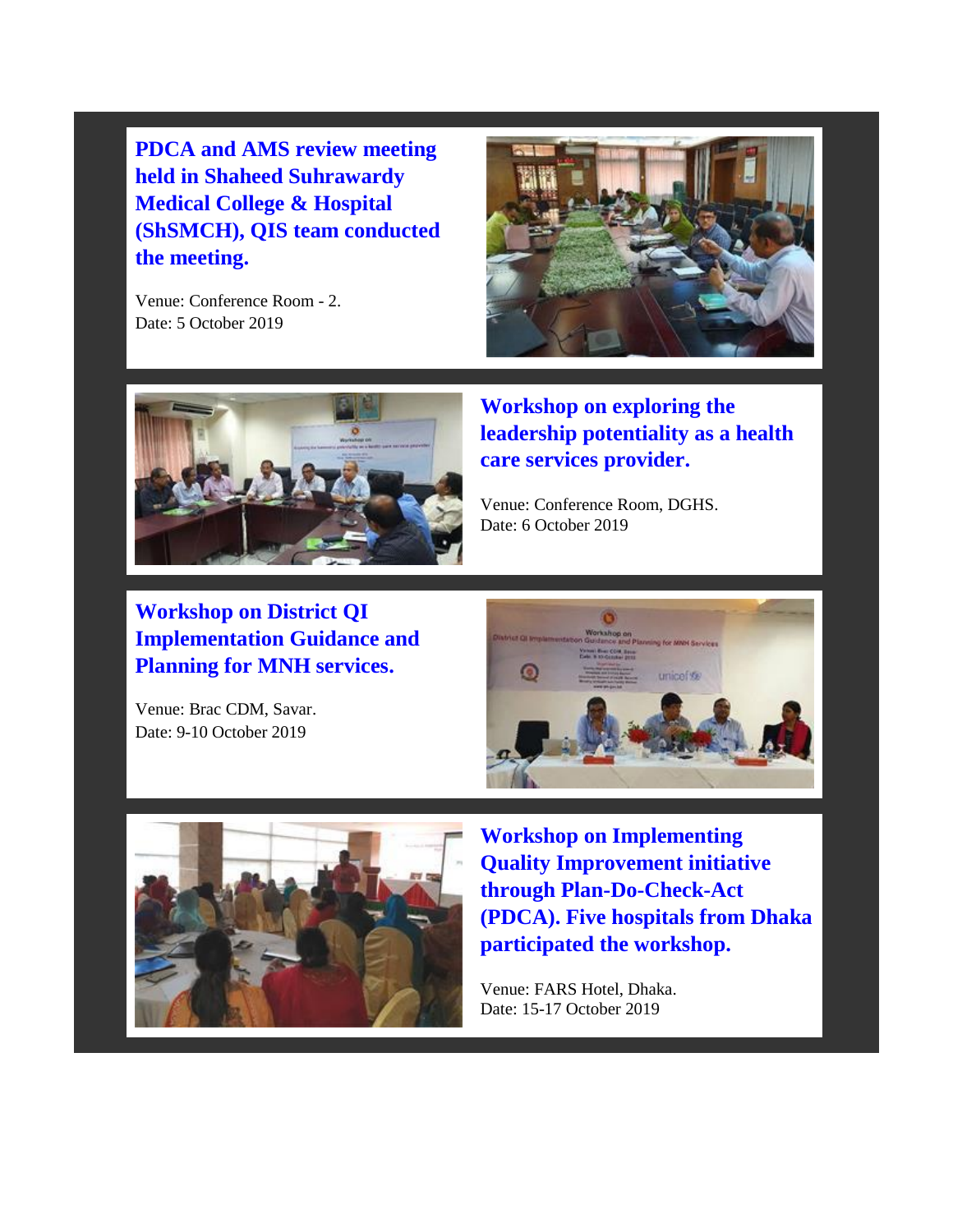### PDCA and AMS review meeting held in Shaheed Suhrawardy Medical College & Hospital (ShSMCH), QIS team conducted the meeting.

Venue: Conference Room - 2.
Date: 5 October 2019

### Workshop on exploring the leadership potentiality as a health care services provider.

Venue: Conference Room, DGHS.
Date: 6 October 2019

### Workshop on District QI Implementation Guidance and Planning for MNH services.

Venue: Brac CDM, Savar.
Date: 9-10 October 2019

### Workshop on Implementing Quality Improvement initiative through Plan-Do-Check-Act (PDCA). Five hospitals from Dhaka participated the workshop.

Venue: FARS Hotel, Dhaka.
Date: 15-17 October 2019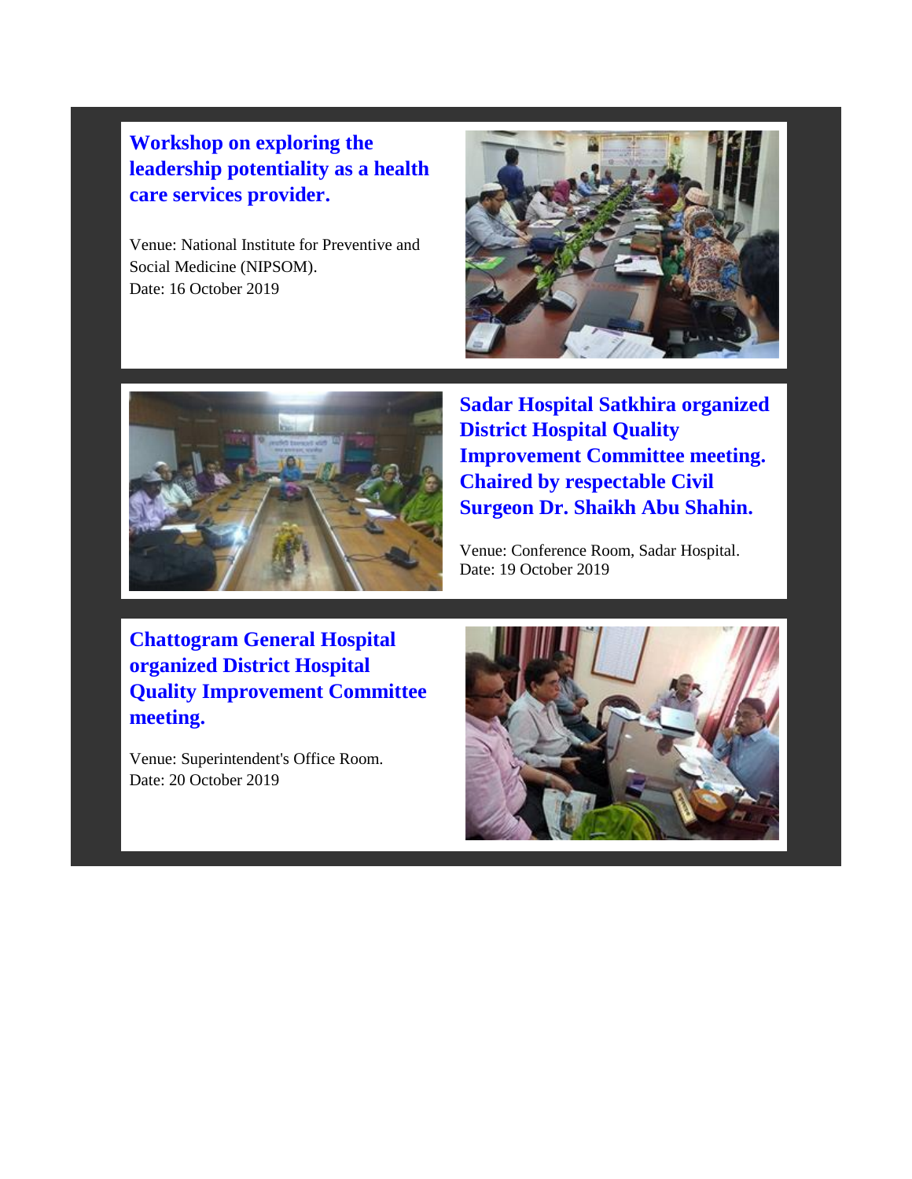### Workshop on exploring the leadership potentiality as a health care services provider.

Venue: National Institute for Preventive and Social Medicine (NIPSOM).
Date: 16 October 2019

### Sadar Hospital Satkhira organized District Hospital Quality Improvement Committee meeting. Chaired by respectable Civil Surgeon Dr. Shaikh Abu Shahin.

Venue: Conference Room, Sadar Hospital.
Date: 19 October 2019

### Chattogram General Hospital organized District Hospital Quality Improvement Committee meeting.

Venue: Superintendent's Office Room.
Date: 20 October 2019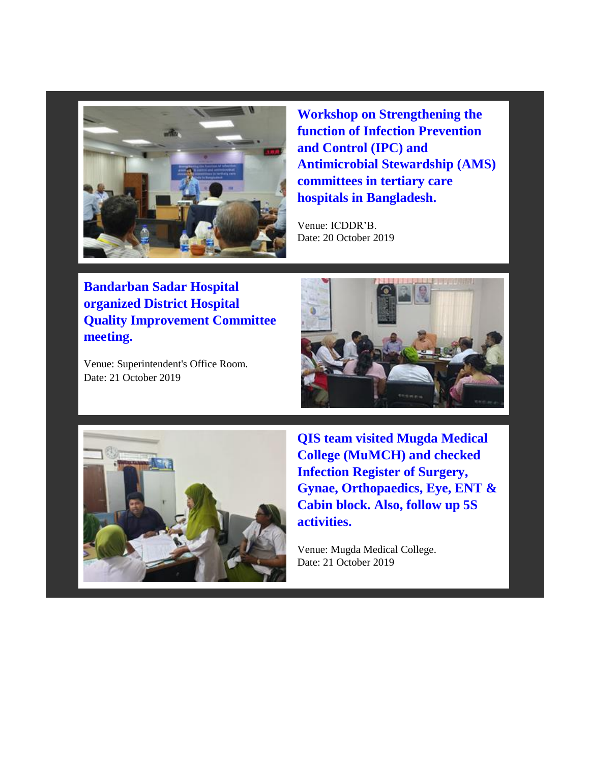## Workshop on Strengthening the function of Infection Prevention and Control (IPC) and Antimicrobial Stewardship (AMS) committees in tertiary care hospitals in Bangladesh.

Venue: ICDDR'B.
Date: 20 October 2019

## Bandarban Sadar Hospital organized District Hospital Quality Improvement Committee meeting.

Venue: Superintendent's Office Room.
Date: 21 October 2019

## QIS team visited Mugda Medical College (MuMCH) and checked Infection Register of Surgery, Gynae, Orthopaedics, Eye, ENT & Cabin block. Also, follow up 5S activities.

Venue: Mugda Medical College.
Date: 21 October 2019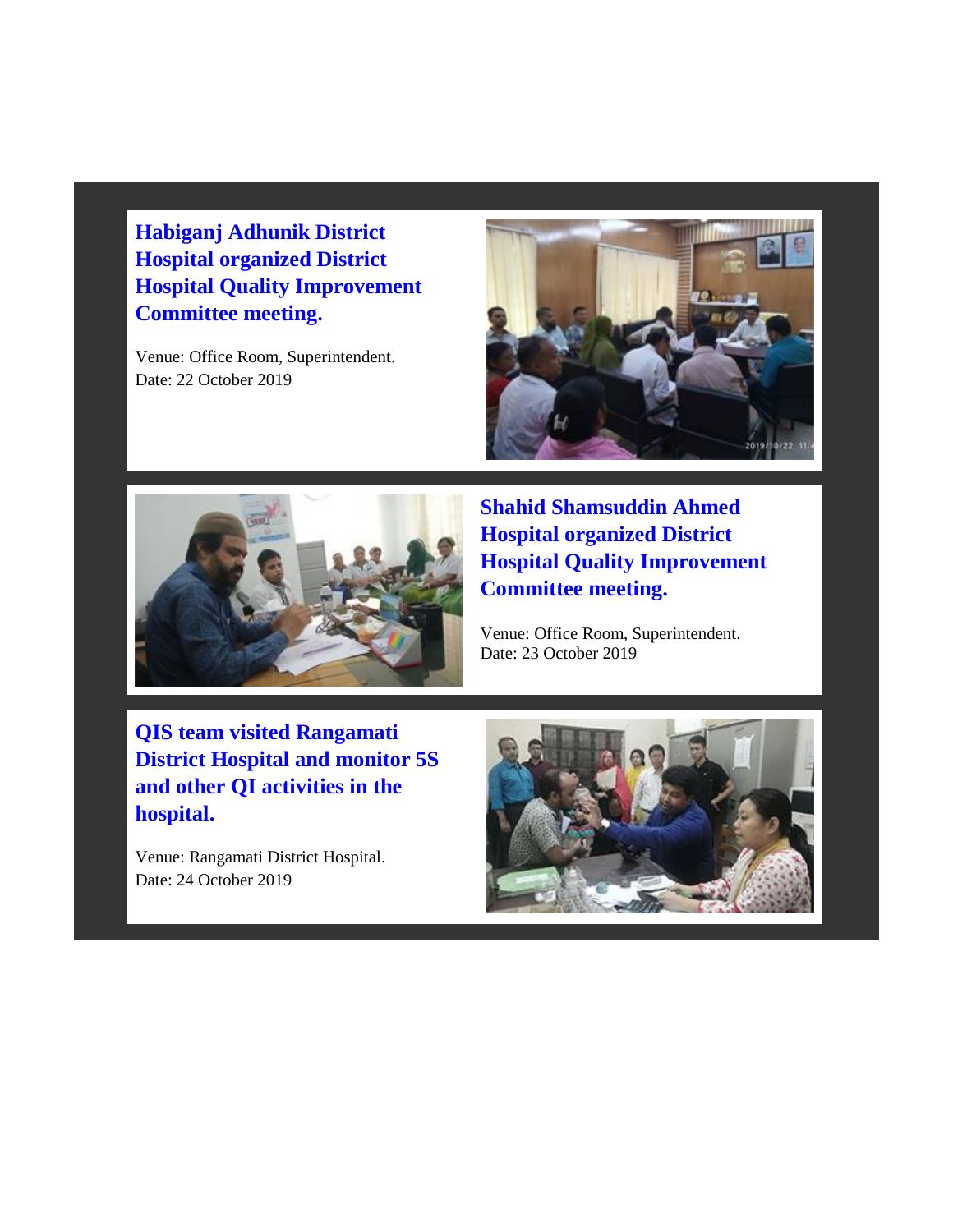## Habiganj Adhunik District Hospital organized District Hospital Quality Improvement Committee meeting.

Venue: Office Room, Superintendent.
Date: 22 October 2019

## Shahid Shamsuddin Ahmed Hospital organized District Hospital Quality Improvement Committee meeting.

Venue: Office Room, Superintendent.
Date: 23 October 2019

## QIS team visited Rangamati District Hospital and monitor 5S and other QI activities in the hospital.

Venue: Rangamati District Hospital.
Date: 24 October 2019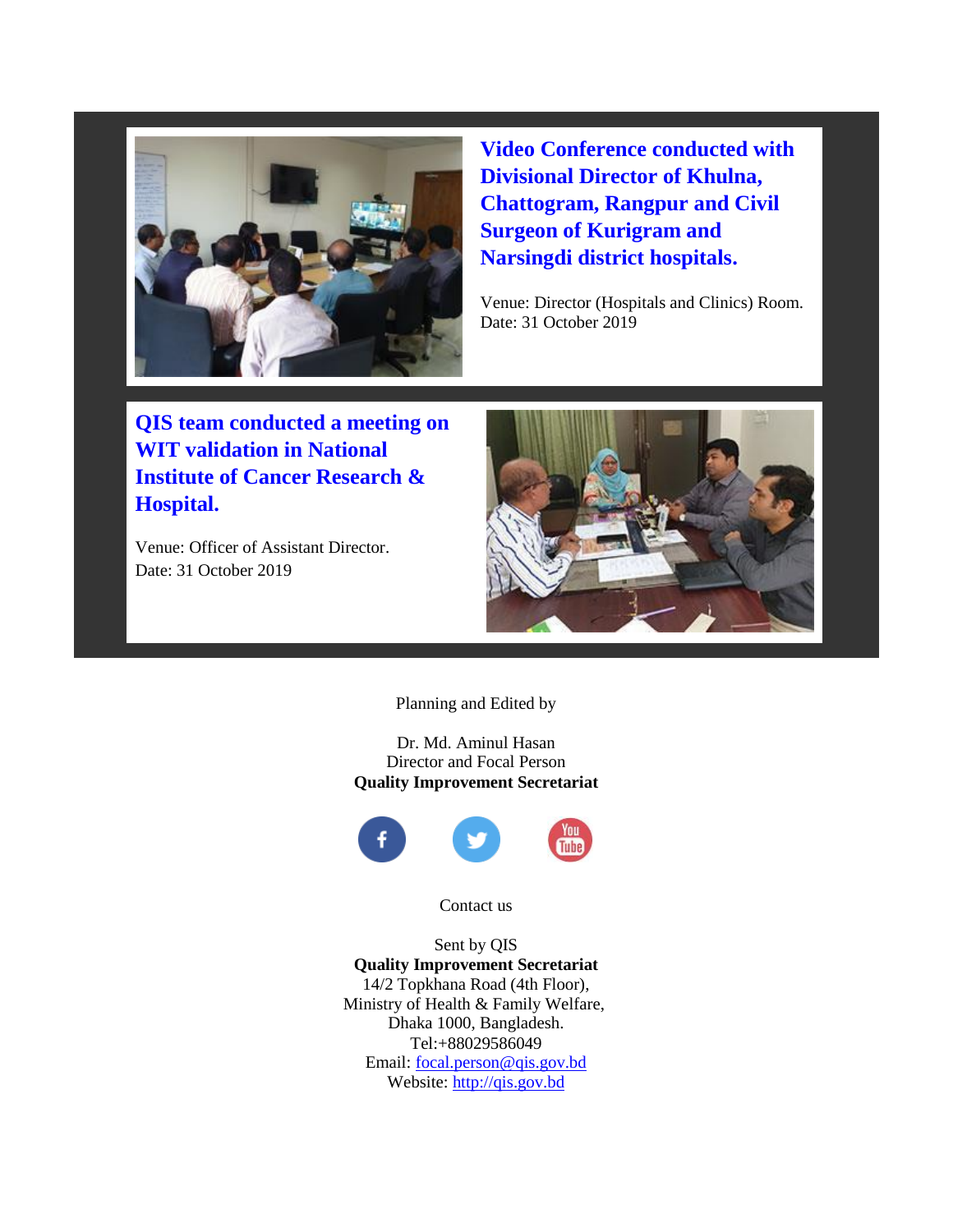## Video Conference conducted with Divisional Director of Khulna, Chattogram, Rangpur and Civil Surgeon of Kurigram and Narsingdi district hospitals.

Venue: Director (Hospitals and Clinics) Room.
Date: 31 October 2019

## QIS team conducted a meeting on WIT validation in National Institute of Cancer Research & Hospital.

Venue: Officer of Assistant Director.
Date: 31 October 2019

Planning and Edited by

Dr. Md. Aminul Hasan
Director and Focal Person
**Quality Improvement Secretariat**

Contact us

Sent by QIS
**Quality Improvement Secretariat**
14/2 Topkhana Road (4th Floor),
Ministry of Health & Family Welfare,
Dhaka 1000, Bangladesh.
Tel:+88029586049
Email: focal.person@qis.gov.bd
Website: http://qis.gov.bd